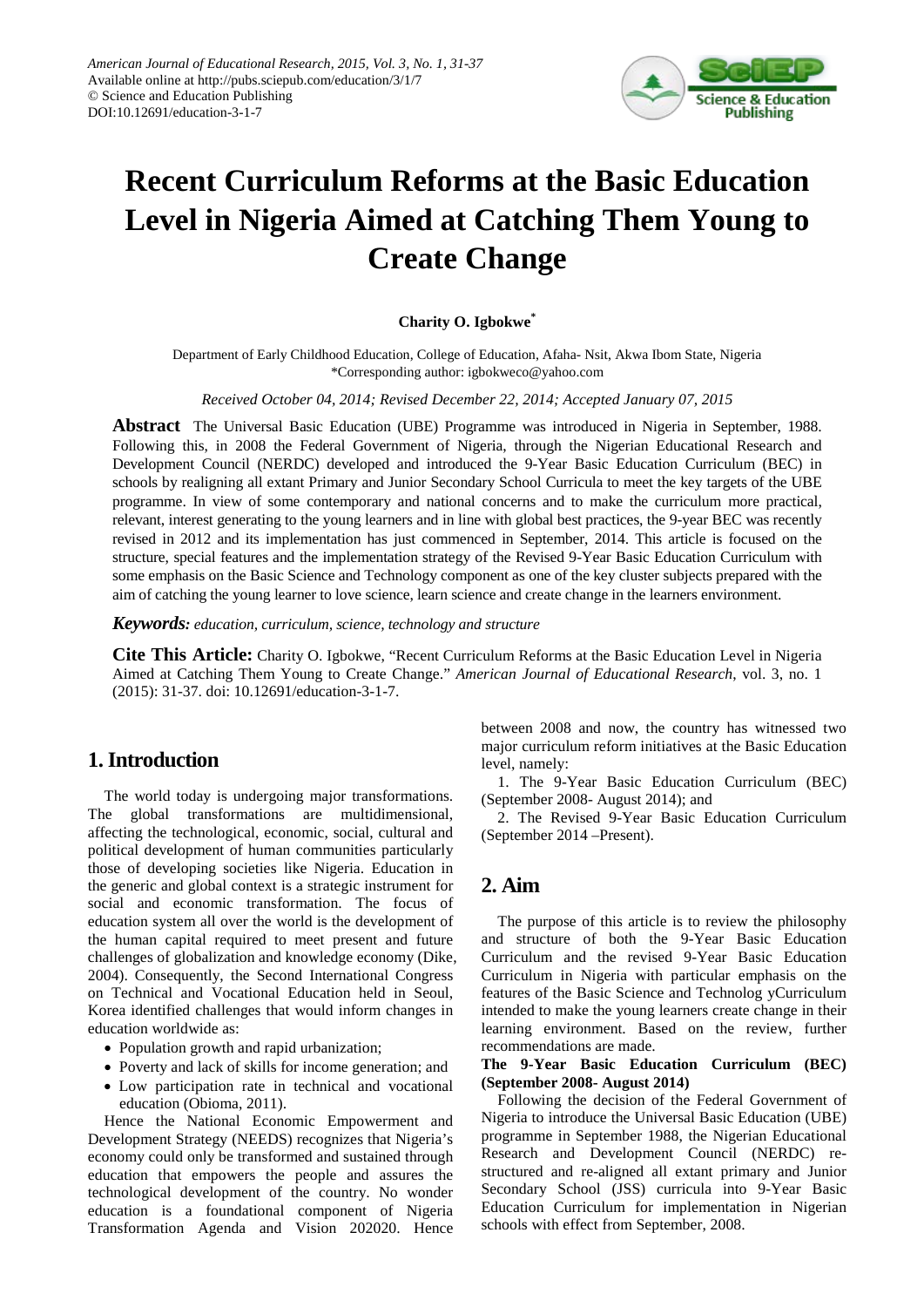# Recent Curriculum Reforms at the Basic Education Level in Nigeria Aimed at Catching Them Young to Create Change

**Charity O. Igbokwe***

Department of Early Childhood Education, College of Education, Afaha- Nsit, Akwa Ibom State, Nigeria
*Corresponding author: igbokweco@yahoo.com

*Received October 04, 2014; Revised December 22, 2014; Accepted January 07, 2015*

**Abstract** The Universal Basic Education (UBE) Programme was introduced in Nigeria in September, 1988. Following this, in 2008 the Federal Government of Nigeria, through the Nigerian Educational Research and Development Council (NERDC) developed and introduced the 9-Year Basic Education Curriculum (BEC) in schools by realigning all extant Primary and Junior Secondary School Curricula to meet the key targets of the UBE programme. In view of some contemporary and national concerns and to make the curriculum more practical, relevant, interest generating to the young learners and in line with global best practices, the 9-year BEC was recently revised in 2012 and its implementation has just commenced in September, 2014. This article is focused on the structure, special features and the implementation strategy of the Revised 9-Year Basic Education Curriculum with some emphasis on the Basic Science and Technology component as one of the key cluster subjects prepared with the aim of catching the young learner to love science, learn science and create change in the learners environment.

***Keywords:*** *education, curriculum, science, technology and structure*

**Cite This Article:** Charity O. Igbokwe, "Recent Curriculum Reforms at the Basic Education Level in Nigeria Aimed at Catching Them Young to Create Change." *American Journal of Educational Research*, vol. 3, no. 1 (2015): 31-37. doi: 10.12691/education-3-1-7.

## 1. Introduction

The world today is undergoing major transformations. The global transformations are multidimensional, affecting the technological, economic, social, cultural and political development of human communities particularly those of developing societies like Nigeria. Education in the generic and global context is a strategic instrument for social and economic transformation. The focus of education system all over the world is the development of the human capital required to meet present and future challenges of globalization and knowledge economy (Dike, 2004). Consequently, the Second International Congress on Technical and Vocational Education held in Seoul, Korea identified challenges that would inform changes in education worldwide as:

- Population growth and rapid urbanization;
- Poverty and lack of skills for income generation; and
- Low participation rate in technical and vocational education (Obioma, 2011).

Hence the National Economic Empowerment and Development Strategy (NEEDS) recognizes that Nigeria's economy could only be transformed and sustained through education that empowers the people and assures the technological development of the country. No wonder education is a foundational component of Nigeria Transformation Agenda and Vision 202020. Hence between 2008 and now, the country has witnessed two major curriculum reform initiatives at the Basic Education level, namely:

1. The 9-Year Basic Education Curriculum (BEC) (September 2008- August 2014); and
2. The Revised 9-Year Basic Education Curriculum (September 2014 –Present).

## 2. Aim

The purpose of this article is to review the philosophy and structure of both the 9-Year Basic Education Curriculum and the revised 9-Year Basic Education Curriculum in Nigeria with particular emphasis on the features of the Basic Science and Technolog yCurriculum intended to make the young learners create change in their learning environment. Based on the review, further recommendations are made.

**The 9-Year Basic Education Curriculum (BEC) (September 2008- August 2014)**

Following the decision of the Federal Government of Nigeria to introduce the Universal Basic Education (UBE) programme in September 1988, the Nigerian Educational Research and Development Council (NERDC) re-structured and re-aligned all extant primary and Junior Secondary School (JSS) curricula into 9-Year Basic Education Curriculum for implementation in Nigerian schools with effect from September, 2008.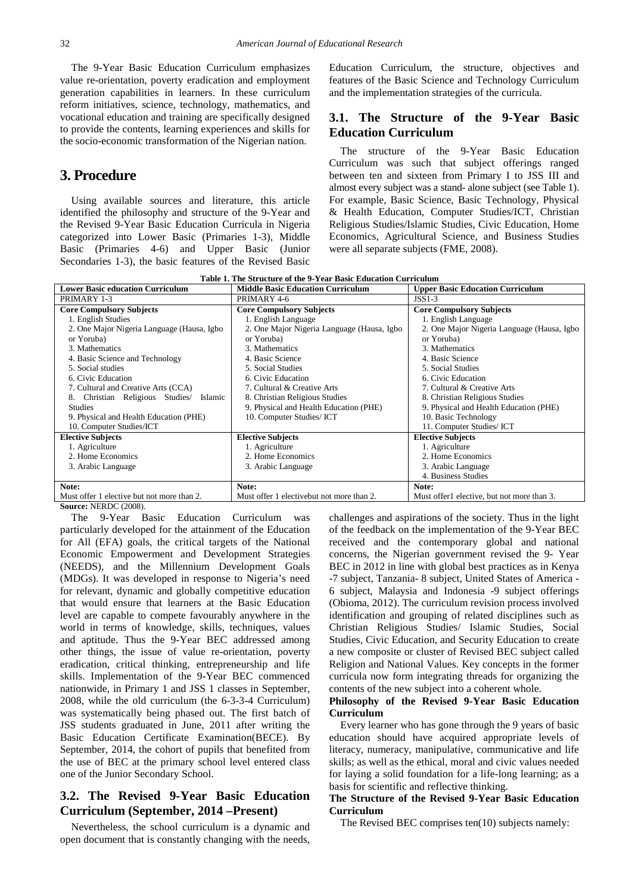The 9-Year Basic Education Curriculum emphasizes value re-orientation, poverty eradication and employment generation capabilities in learners. In these curriculum reform initiatives, science, technology, mathematics, and vocational education and training are specifically designed to provide the contents, learning experiences and skills for the socio-economic transformation of the Nigerian nation.

# 3. Procedure

Using available sources and literature, this article identified the philosophy and structure of the 9-Year and the Revised 9-Year Basic Education Curricula in Nigeria categorized into Lower Basic (Primaries 1-3), Middle Basic (Primaries 4-6) and Upper Basic (Junior Secondaries 1-3), the basic features of the Revised Basic Education Curriculum, the structure, objectives and features of the Basic Science and Technology Curriculum and the implementation strategies of the curricula.

## 3.1. The Structure of the 9-Year Basic Education Curriculum

The structure of the 9-Year Basic Education Curriculum was such that subject offerings ranged between ten and sixteen from Primary I to JSS III and almost every subject was a stand- alone subject (see Table 1). For example, Basic Science, Basic Technology, Physical & Health Education, Computer Studies/ICT, Christian Religious Studies/Islamic Studies, Civic Education, Home Economics, Agricultural Science, and Business Studies were all separate subjects (FME, 2008).

**Table 1. The Structure of the 9-Year Basic Education Curriculum**

| Lower Basic education Curriculum | Middle Basic Education Curriculum | Upper Basic Education Curriculum |
|---|---|---|
| PRIMARY 1-3 | PRIMARY 4-6 | JSS1-3 |
| **Core Compulsory Subjects** | **Core Compulsory Subjects** | **Core Compulsory Subjects** |
| 1. English Studies | 1. English Language | 1. English Language |
| 2. One Major Nigeria Language (Hausa, Igbo or Yoruba) | 2. One Major Nigeria Language (Hausa, Igbo or Yoruba) | 2. One Major Nigeria Language (Hausa, Igbo or Yoruba) |
| 3. Mathematics | 3. Mathematics | 3. Mathematics |
| 4. Basic Science and Technology | 4. Basic Science | 4. Basic Science |
| 5. Social studies | 5. Social Studies | 5. Social Studies |
| 6. Civic Education | 6. Civic Education | 6. Civic Education |
| 7. Cultural and Creative Arts (CCA) | 7. Cultural & Creative Arts | 7. Cultural & Creative Arts |
| 8. Christian Religious Studies/ Islamic Studies | 8. Christian Religious Studies | 8. Christian Religious Studies |
| 9. Physical and Health Education (PHE) | 9. Physical and Health Education (PHE) | 9. Physical and Health Education (PHE) |
| 10. Computer Studies/ICT | 10. Computer Studies/ ICT | 10. Basic Technology |
| | | 11. Computer Studies/ ICT |
| **Elective Subjects** | **Elective Subjects** | **Elective Subjects** |
| 1. Agriculture | 1. Agriculture | 1. Agriculture |
| 2. Home Economics | 2. Home Economics | 2. Home Economics |
| 3. Arabic Language | 3. Arabic Language | 3. Arabic Language |
| | | 4. Business Studies |
| **Note:** | **Note:** | **Note:** |
| Must offer 1 elective but not more than 2. | Must offer 1 electivebut not more than 2. | Must offer1 elective, but not more than 3. |

**Source:** NERDC (2008).

The 9-Year Basic Education Curriculum was particularly developed for the attainment of the Education for All (EFA) goals, the critical targets of the National Economic Empowerment and Development Strategies (NEEDS), and the Millennium Development Goals (MDGs). It was developed in response to Nigeria's need for relevant, dynamic and globally competitive education that would ensure that learners at the Basic Education level are capable to compete favourably anywhere in the world in terms of knowledge, skills, techniques, values and aptitude. Thus the 9-Year BEC addressed among other things, the issue of value re-orientation, poverty eradication, critical thinking, entrepreneurship and life skills. Implementation of the 9-Year BEC commenced nationwide, in Primary 1 and JSS 1 classes in September, 2008, while the old curriculum (the 6-3-3-4 Curriculum) was systematically being phased out. The first batch of JSS students graduated in June, 2011 after writing the Basic Education Certificate Examination(BECE). By September, 2014, the cohort of pupils that benefited from the use of BEC at the primary school level entered class one of the Junior Secondary School.

## 3.2. The Revised 9-Year Basic Education Curriculum (September, 2014 –Present)

Nevertheless, the school curriculum is a dynamic and open document that is constantly changing with the needs, challenges and aspirations of the society. Thus in the light of the feedback on the implementation of the 9-Year BEC received and the contemporary global and national concerns, the Nigerian government revised the 9- Year BEC in 2012 in line with global best practices as in Kenya -7 subject, Tanzania- 8 subject, United States of America - 6 subject, Malaysia and Indonesia -9 subject offerings (Obioma, 2012). The curriculum revision process involved identification and grouping of related disciplines such as Christian Religious Studies/ Islamic Studies, Social Studies, Civic Education, and Security Education to create a new composite or cluster of Revised BEC subject called Religion and National Values. Key concepts in the former curricula now form integrating threads for organizing the contents of the new subject into a coherent whole.

**Philosophy of the Revised 9-Year Basic Education Curriculum**

Every learner who has gone through the 9 years of basic education should have acquired appropriate levels of literacy, numeracy, manipulative, communicative and life skills; as well as the ethical, moral and civic values needed for laying a solid foundation for a life-long learning; as a basis for scientific and reflective thinking.

**The Structure of the Revised 9-Year Basic Education Curriculum**

The Revised BEC comprises ten(10) subjects namely: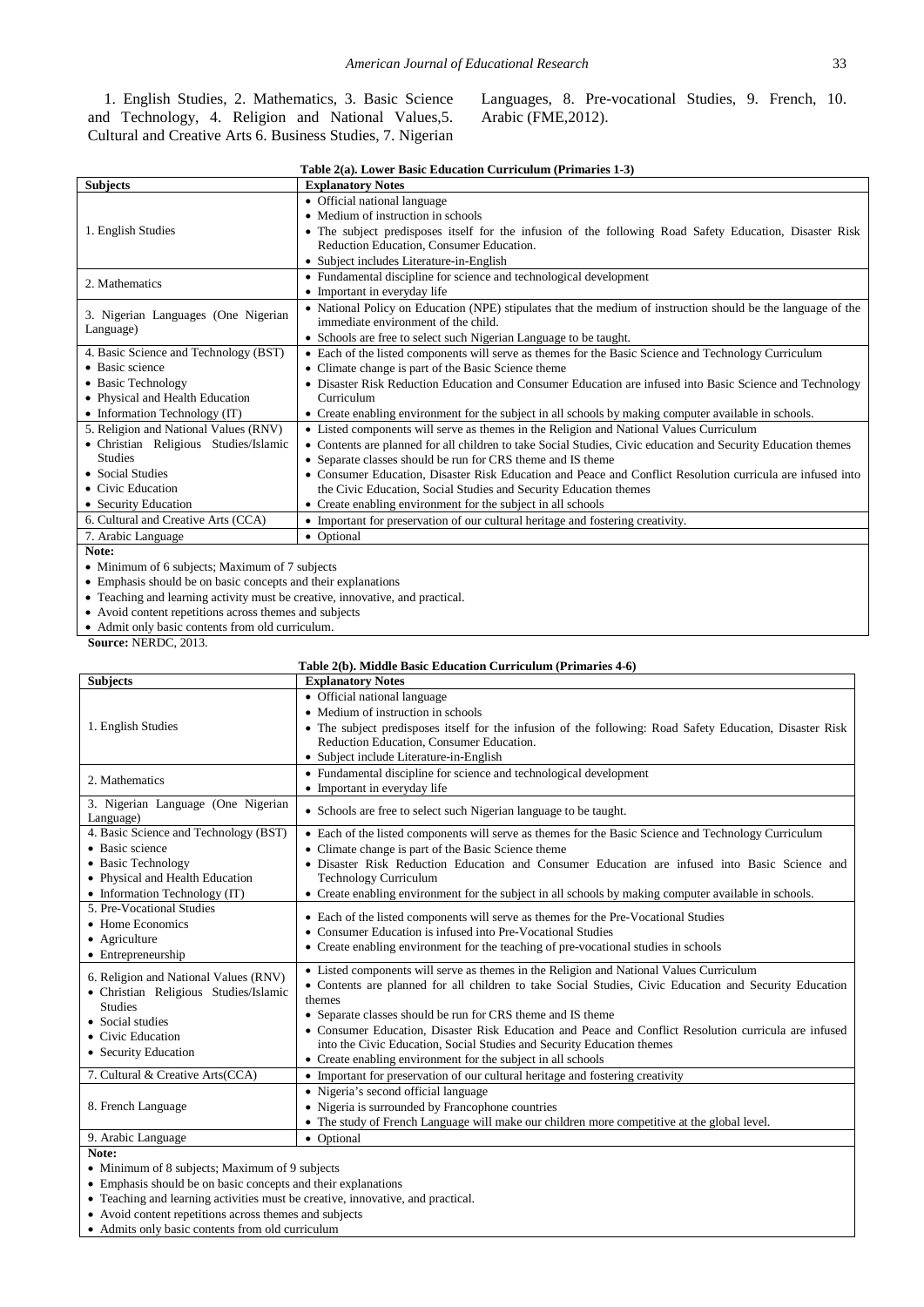1. English Studies, 2. Mathematics, 3. Basic Science and Technology, 4. Religion and National Values,5. Cultural and Creative Arts 6. Business Studies, 7. Nigerian Languages, 8. Pre-vocational Studies, 9. French, 10. Arabic (FME,2012).

**Table 2(a). Lower Basic Education Curriculum (Primaries 1-3)**

| Subjects | Explanatory Notes |
|---|---|
| 1. English Studies | • Official national language<br>• Medium of instruction in schools<br>• The subject predisposes itself for the infusion of the following Road Safety Education, Disaster Risk Reduction Education, Consumer Education.<br>• Subject includes Literature-in-English |
| 2. Mathematics | • Fundamental discipline for science and technological development<br>• Important in everyday life |
| 3. Nigerian Languages (One Nigerian Language) | • National Policy on Education (NPE) stipulates that the medium of instruction should be the language of the immediate environment of the child.<br>• Schools are free to select such Nigerian Language to be taught. |
| 4. Basic Science and Technology (BST)<br>• Basic science<br>• Basic Technology<br>• Physical and Health Education<br>• Information Technology (IT) | • Each of the listed components will serve as themes for the Basic Science and Technology Curriculum<br>• Climate change is part of the Basic Science theme<br>• Disaster Risk Reduction Education and Consumer Education are infused into Basic Science and Technology Curriculum<br>• Create enabling environment for the subject in all schools by making computer available in schools. |
| 5. Religion and National Values (RNV)<br>• Christian Religious Studies/Islamic Studies<br>• Social Studies<br>• Civic Education<br>• Security Education | • Listed components will serve as themes in the Religion and National Values Curriculum<br>• Contents are planned for all children to take Social Studies, Civic education and Security Education themes<br>• Separate classes should be run for CRS theme and IS theme<br>• Consumer Education, Disaster Risk Education and Peace and Conflict Resolution curricula are infused into the Civic Education, Social Studies and Security Education themes<br>• Create enabling environment for the subject in all schools |
| 6. Cultural and Creative Arts (CCA) | • Important for preservation of our cultural heritage and fostering creativity. |
| 7. Arabic Language | • Optional |

**Note:**
- Minimum of 6 subjects; Maximum of 7 subjects
- Emphasis should be on basic concepts and their explanations
- Teaching and learning activity must be creative, innovative, and practical.
- Avoid content repetitions across themes and subjects
- Admit only basic contents from old curriculum.

**Source:** NERDC, 2013.

**Table 2(b). Middle Basic Education Curriculum (Primaries 4-6)**

| Subjects | Explanatory Notes |
|---|---|
| 1. English Studies | • Official national language<br>• Medium of instruction in schools<br>• The subject predisposes itself for the infusion of the following: Road Safety Education, Disaster Risk Reduction Education, Consumer Education.<br>• Subject include Literature-in-English |
| 2. Mathematics | • Fundamental discipline for science and technological development<br>• Important in everyday life |
| 3. Nigerian Language (One Nigerian Language) | • Schools are free to select such Nigerian language to be taught. |
| 4. Basic Science and Technology (BST)<br>• Basic science<br>• Basic Technology<br>• Physical and Health Education<br>• Information Technology (IT) | • Each of the listed components will serve as themes for the Basic Science and Technology Curriculum<br>• Climate change is part of the Basic Science theme<br>• Disaster Risk Reduction Education and Consumer Education are infused into Basic Science and Technology Curriculum<br>• Create enabling environment for the subject in all schools by making computer available in schools. |
| 5. Pre-Vocational Studies<br>• Home Economics<br>• Agriculture<br>• Entrepreneurship | • Each of the listed components will serve as themes for the Pre-Vocational Studies<br>• Consumer Education is infused into Pre-Vocational Studies<br>• Create enabling environment for the teaching of pre-vocational studies in schools |
| 6. Religion and National Values (RNV)<br>• Christian Religious Studies/Islamic Studies<br>• Social studies<br>• Civic Education<br>• Security Education | • Listed components will serve as themes in the Religion and National Values Curriculum<br>• Contents are planned for all children to take Social Studies, Civic Education and Security Education themes<br>• Separate classes should be run for CRS theme and IS theme<br>• Consumer Education, Disaster Risk Education and Peace and Conflict Resolution curricula are infused into the Civic Education, Social Studies and Security Education themes<br>• Create enabling environment for the subject in all schools |
| 7. Cultural & Creative Arts(CCA) | • Important for preservation of our cultural heritage and fostering creativity |
| 8. French Language | • Nigeria's second official language<br>• Nigeria is surrounded by Francophone countries<br>• The study of French Language will make our children more competitive at the global level. |
| 9. Arabic Language | • Optional |

**Note:**
- Minimum of 8 subjects; Maximum of 9 subjects
- Emphasis should be on basic concepts and their explanations
- Teaching and learning activities must be creative, innovative, and practical.
- Avoid content repetitions across themes and subjects
- Admits only basic contents from old curriculum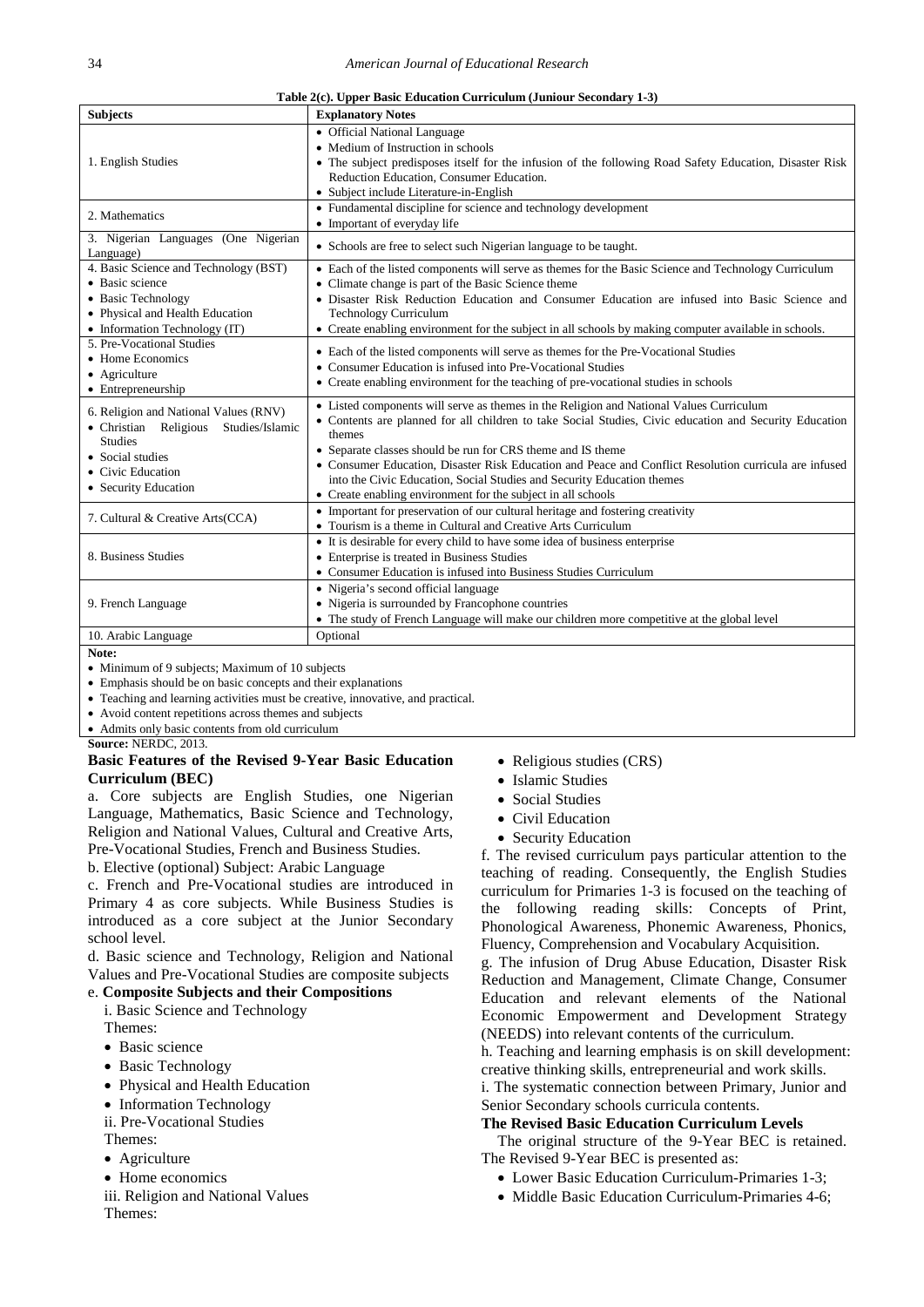**Table 2(c). Upper Basic Education Curriculum (Juniour Secondary 1-3)**

| Subjects | Explanatory Notes |
|---|---|
| 1. English Studies | • Official National Language<br>• Medium of Instruction in schools<br>• The subject predisposes itself for the infusion of the following Road Safety Education, Disaster Risk Reduction Education, Consumer Education.<br>• Subject include Literature-in-English |
| 2. Mathematics | • Fundamental discipline for science and technology development<br>• Important of everyday life |
| 3. Nigerian Languages (One Nigerian Language) | • Schools are free to select such Nigerian language to be taught. |
| 4. Basic Science and Technology (BST)<br>• Basic science<br>• Basic Technology<br>• Physical and Health Education<br>• Information Technology (IT) | • Each of the listed components will serve as themes for the Basic Science and Technology Curriculum<br>• Climate change is part of the Basic Science theme<br>• Disaster Risk Reduction Education and Consumer Education are infused into Basic Science and Technology Curriculum<br>• Create enabling environment for the subject in all schools by making computer available in schools. |
| 5. Pre-Vocational Studies<br>• Home Economics<br>• Agriculture<br>• Entrepreneurship | • Each of the listed components will serve as themes for the Pre-Vocational Studies<br>• Consumer Education is infused into Pre-Vocational Studies<br>• Create enabling environment for the teaching of pre-vocational studies in schools |
| 6. Religion and National Values (RNV)<br>• Christian Religious Studies/Islamic Studies<br>• Social studies<br>• Civic Education<br>• Security Education | • Listed components will serve as themes in the Religion and National Values Curriculum<br>• Contents are planned for all children to take Social Studies, Civic education and Security Education themes<br>• Separate classes should be run for CRS theme and IS theme<br>• Consumer Education, Disaster Risk Education and Peace and Conflict Resolution curricula are infused into the Civic Education, Social Studies and Security Education themes<br>• Create enabling environment for the subject in all schools |
| 7. Cultural & Creative Arts(CCA) | • Important for preservation of our cultural heritage and fostering creativity<br>• Tourism is a theme in Cultural and Creative Arts Curriculum |
| 8. Business Studies | • It is desirable for every child to have some idea of business enterprise<br>• Enterprise is treated in Business Studies<br>• Consumer Education is infused into Business Studies Curriculum |
| 9. French Language | • Nigeria's second official language<br>• Nigeria is surrounded by Francophone countries<br>• The study of French Language will make our children more competitive at the global level |
| 10. Arabic Language | Optional |

**Note:**

- Minimum of 9 subjects; Maximum of 10 subjects
- Emphasis should be on basic concepts and their explanations
- Teaching and learning activities must be creative, innovative, and practical.
- Avoid content repetitions across themes and subjects
- Admits only basic contents from old curriculum

**Source:** NERDC, 2013.

### Basic Features of the Revised 9-Year Basic Education Curriculum (BEC)

a. Core subjects are English Studies, one Nigerian Language, Mathematics, Basic Science and Technology, Religion and National Values, Cultural and Creative Arts, Pre-Vocational Studies, French and Business Studies.

b. Elective (optional) Subject: Arabic Language

c. French and Pre-Vocational studies are introduced in Primary 4 as core subjects. While Business Studies is introduced as a core subject at the Junior Secondary school level.

d. Basic science and Technology, Religion and National Values and Pre-Vocational Studies are composite subjects

e. **Composite Subjects and their Compositions**

i. Basic Science and Technology

Themes:

- Basic science
- Basic Technology
- Physical and Health Education
- Information Technology

ii. Pre-Vocational Studies

Themes:

- Agriculture
- Home economics

iii. Religion and National Values

Themes:

- Religious studies (CRS)
- Islamic Studies
- Social Studies
- Civil Education
- Security Education

f. The revised curriculum pays particular attention to the teaching of reading. Consequently, the English Studies curriculum for Primaries 1-3 is focused on the teaching of the following reading skills: Concepts of Print, Phonological Awareness, Phonemic Awareness, Phonics, Fluency, Comprehension and Vocabulary Acquisition.

g. The infusion of Drug Abuse Education, Disaster Risk Reduction and Management, Climate Change, Consumer Education and relevant elements of the National Economic Empowerment and Development Strategy (NEEDS) into relevant contents of the curriculum.

h. Teaching and learning emphasis is on skill development: creative thinking skills, entrepreneurial and work skills.

i. The systematic connection between Primary, Junior and Senior Secondary schools curricula contents.

### The Revised Basic Education Curriculum Levels

The original structure of the 9-Year BEC is retained. The Revised 9-Year BEC is presented as:

- Lower Basic Education Curriculum-Primaries 1-3;
- Middle Basic Education Curriculum-Primaries 4-6;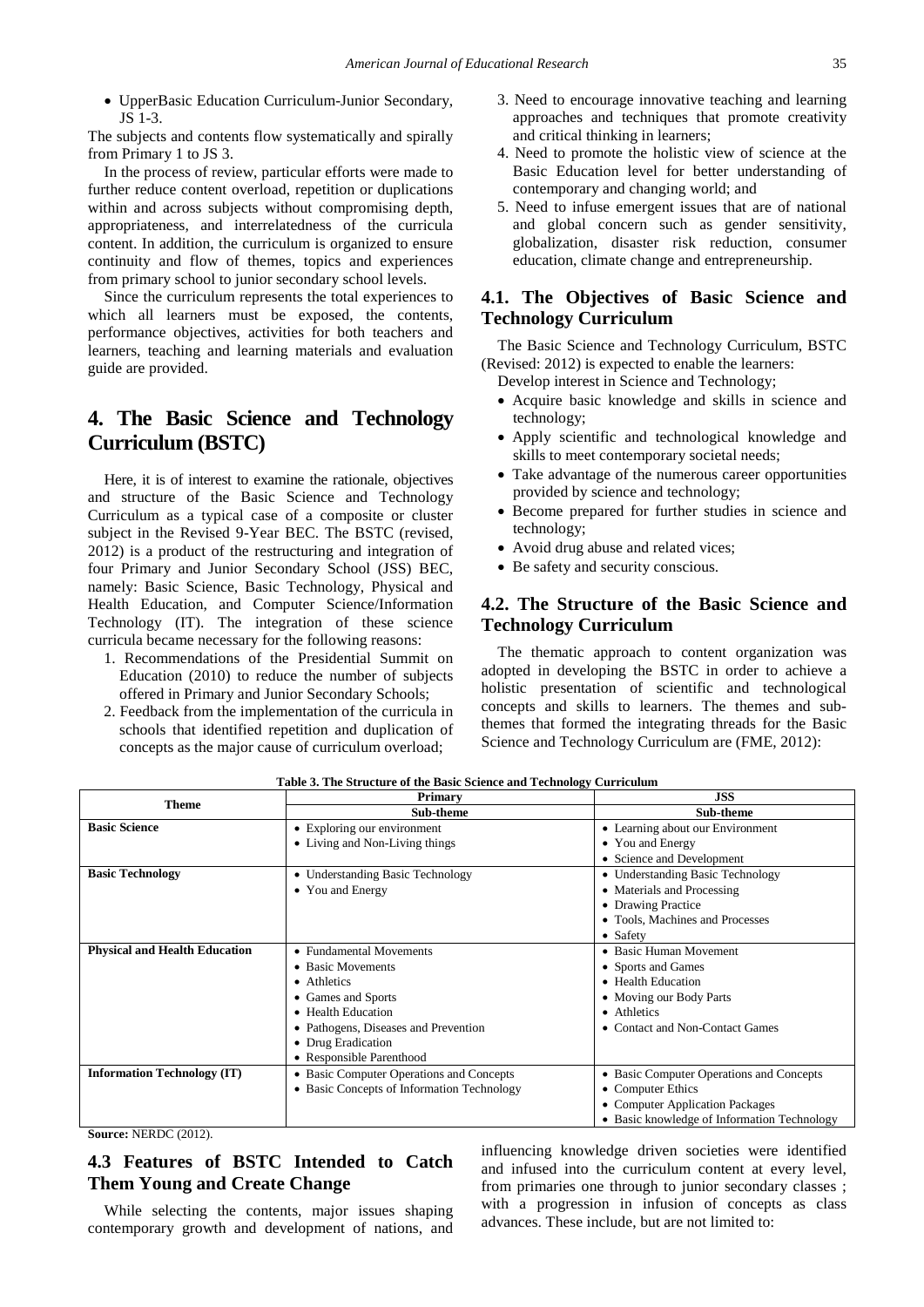- UpperBasic Education Curriculum-Junior Secondary, JS 1-3.

The subjects and contents flow systematically and spirally from Primary 1 to JS 3.

In the process of review, particular efforts were made to further reduce content overload, repetition or duplications within and across subjects without compromising depth, appropriateness, and interrelatedness of the curricula content. In addition, the curriculum is organized to ensure continuity and flow of themes, topics and experiences from primary school to junior secondary school levels.

Since the curriculum represents the total experiences to which all learners must be exposed, the contents, performance objectives, activities for both teachers and learners, teaching and learning materials and evaluation guide are provided.

# 4. The Basic Science and Technology Curriculum (BSTC)

Here, it is of interest to examine the rationale, objectives and structure of the Basic Science and Technology Curriculum as a typical case of a composite or cluster subject in the Revised 9-Year BEC. The BSTC (revised, 2012) is a product of the restructuring and integration of four Primary and Junior Secondary School (JSS) BEC, namely: Basic Science, Basic Technology, Physical and Health Education, and Computer Science/Information Technology (IT). The integration of these science curricula became necessary for the following reasons:

1. Recommendations of the Presidential Summit on Education (2010) to reduce the number of subjects offered in Primary and Junior Secondary Schools;
2. Feedback from the implementation of the curricula in schools that identified repetition and duplication of concepts as the major cause of curriculum overload;
3. Need to encourage innovative teaching and learning approaches and techniques that promote creativity and critical thinking in learners;
4. Need to promote the holistic view of science at the Basic Education level for better understanding of contemporary and changing world; and
5. Need to infuse emergent issues that are of national and global concern such as gender sensitivity, globalization, disaster risk reduction, consumer education, climate change and entrepreneurship.

## 4.1. The Objectives of Basic Science and Technology Curriculum

The Basic Science and Technology Curriculum, BSTC (Revised: 2012) is expected to enable the learners:

Develop interest in Science and Technology;

- Acquire basic knowledge and skills in science and technology;
- Apply scientific and technological knowledge and skills to meet contemporary societal needs;
- Take advantage of the numerous career opportunities provided by science and technology;
- Become prepared for further studies in science and technology;
- Avoid drug abuse and related vices;
- Be safety and security conscious.

## 4.2. The Structure of the Basic Science and Technology Curriculum

The thematic approach to content organization was adopted in developing the BSTC in order to achieve a holistic presentation of scientific and technological concepts and skills to learners. The themes and sub-themes that formed the integrating threads for the Basic Science and Technology Curriculum are (FME, 2012):

**Table 3. The Structure of the Basic Science and Technology Curriculum**

| Theme | Primary | JSS |
|---|---|---|
| | Sub-theme | Sub-theme |
| **Basic Science** | • Exploring our environment<br>• Living and Non-Living things | • Learning about our Environment<br>• You and Energy<br>• Science and Development |
| **Basic Technology** | • Understanding Basic Technology<br>• You and Energy | • Understanding Basic Technology<br>• Materials and Processing<br>• Drawing Practice<br>• Tools, Machines and Processes<br>• Safety |
| **Physical and Health Education** | • Fundamental Movements<br>• Basic Movements<br>• Athletics<br>• Games and Sports<br>• Health Education<br>• Pathogens, Diseases and Prevention<br>• Drug Eradication<br>• Responsible Parenthood | • Basic Human Movement<br>• Sports and Games<br>• Health Education<br>• Moving our Body Parts<br>• Athletics<br>• Contact and Non-Contact Games |
| **Information Technology (IT)** | • Basic Computer Operations and Concepts<br>• Basic Concepts of Information Technology | • Basic Computer Operations and Concepts<br>• Computer Ethics<br>• Computer Application Packages<br>• Basic knowledge of Information Technology |

**Source:** NERDC (2012).

## 4.3 Features of BSTC Intended to Catch Them Young and Create Change

While selecting the contents, major issues shaping contemporary growth and development of nations, and influencing knowledge driven societies were identified and infused into the curriculum content at every level, from primaries one through to junior secondary classes ; with a progression in infusion of concepts as class advances. These include, but are not limited to: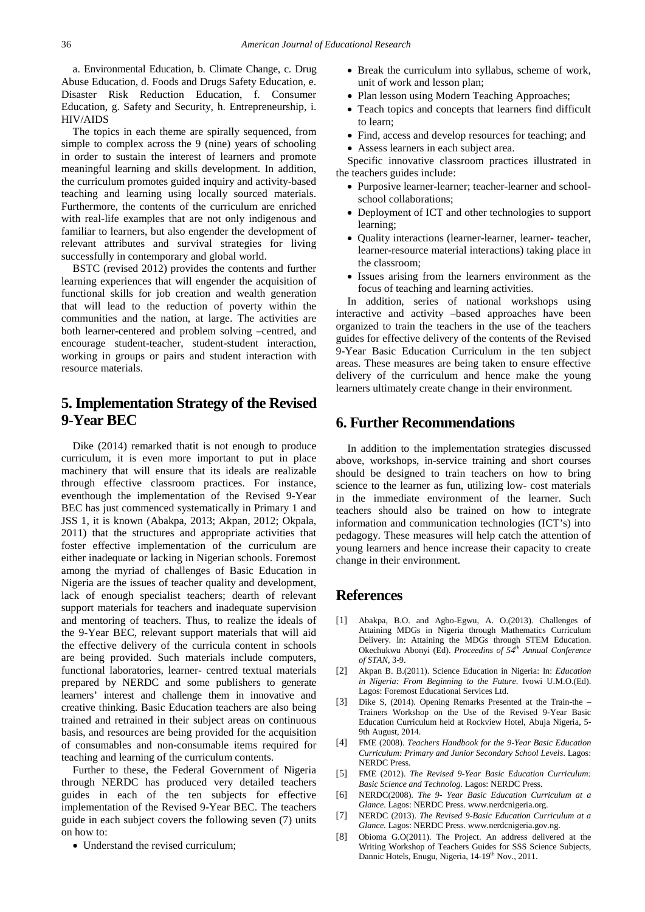a. Environmental Education, b. Climate Change, c. Drug Abuse Education, d. Foods and Drugs Safety Education, e. Disaster Risk Reduction Education, f. Consumer Education, g. Safety and Security, h. Entrepreneurship, i. HIV/AIDS

The topics in each theme are spirally sequenced, from simple to complex across the 9 (nine) years of schooling in order to sustain the interest of learners and promote meaningful learning and skills development. In addition, the curriculum promotes guided inquiry and activity-based teaching and learning using locally sourced materials. Furthermore, the contents of the curriculum are enriched with real-life examples that are not only indigenous and familiar to learners, but also engender the development of relevant attributes and survival strategies for living successfully in contemporary and global world.

BSTC (revised 2012) provides the contents and further learning experiences that will engender the acquisition of functional skills for job creation and wealth generation that will lead to the reduction of poverty within the communities and the nation, at large. The activities are both learner-centered and problem solving –centred, and encourage student-teacher, student-student interaction, working in groups or pairs and student interaction with resource materials.

## 5. Implementation Strategy of the Revised 9-Year BEC

Dike (2014) remarked thatit is not enough to produce curriculum, it is even more important to put in place machinery that will ensure that its ideals are realizable through effective classroom practices. For instance, eventhough the implementation of the Revised 9-Year BEC has just commenced systematically in Primary 1 and JSS 1, it is known (Abakpa, 2013; Akpan, 2012; Okpala, 2011) that the structures and appropriate activities that foster effective implementation of the curriculum are either inadequate or lacking in Nigerian schools. Foremost among the myriad of challenges of Basic Education in Nigeria are the issues of teacher quality and development, lack of enough specialist teachers; dearth of relevant support materials for teachers and inadequate supervision and mentoring of teachers. Thus, to realize the ideals of the 9-Year BEC, relevant support materials that will aid the effective delivery of the curricula content in schools are being provided. Such materials include computers, functional laboratories, learner- centred textual materials prepared by NERDC and some publishers to generate learners' interest and challenge them in innovative and creative thinking. Basic Education teachers are also being trained and retrained in their subject areas on continuous basis, and resources are being provided for the acquisition of consumables and non-consumable items required for teaching and learning of the curriculum contents.

Further to these, the Federal Government of Nigeria through NERDC has produced very detailed teachers guides in each of the ten subjects for effective implementation of the Revised 9-Year BEC. The teachers guide in each subject covers the following seven (7) units on how to:

- Understand the revised curriculum;
- Break the curriculum into syllabus, scheme of work, unit of work and lesson plan;
- Plan lesson using Modern Teaching Approaches;
- Teach topics and concepts that learners find difficult to learn;
- Find, access and develop resources for teaching; and
- Assess learners in each subject area.

Specific innovative classroom practices illustrated in the teachers guides include:

- Purposive learner-learner; teacher-learner and school-school collaborations;
- Deployment of ICT and other technologies to support learning;
- Quality interactions (learner-learner, learner- teacher, learner-resource material interactions) taking place in the classroom;
- Issues arising from the learners environment as the focus of teaching and learning activities.

In addition, series of national workshops using interactive and activity –based approaches have been organized to train the teachers in the use of the teachers guides for effective delivery of the contents of the Revised 9-Year Basic Education Curriculum in the ten subject areas. These measures are being taken to ensure effective delivery of the curriculum and hence make the young learners ultimately create change in their environment.

## 6. Further Recommendations

In addition to the implementation strategies discussed above, workshops, in-service training and short courses should be designed to train teachers on how to bring science to the learner as fun, utilizing low- cost materials in the immediate environment of the learner. Such teachers should also be trained on how to integrate information and communication technologies (ICT's) into pedagogy. These measures will help catch the attention of young learners and hence increase their capacity to create change in their environment.

## References

[1] Abakpa, B.O. and Agbo-Egwu, A. O.(2013). Challenges of Attaining MDGs in Nigeria through Mathematics Curriculum Delivery. In: Attaining the MDGs through STEM Education. Okechukwu Abonyi (Ed). *Proceedins of 54th Annual Conference of STAN*, 3-9.

[2] Akpan B. B.(2011). Science Education in Nigeria: In: *Education in Nigeria: From Beginning to the Future*. Ivowi U.M.O.(Ed). Lagos: Foremost Educational Services Ltd.

[3] Dike S, (2014). Opening Remarks Presented at the Train-the – Trainers Workshop on the Use of the Revised 9-Year Basic Education Curriculum held at Rockview Hotel, Abuja Nigeria, 5-9th August, 2014.

[4] FME (2008). *Teachers Handbook for the 9-Year Basic Education Curriculum: Primary and Junior Secondary School Levels*. Lagos: NERDC Press.

[5] FME (2012). *The Revised 9-Year Basic Education Curriculum: Basic Science and Technolog.* Lagos: NERDC Press.

[6] NERDC(2008). *The 9- Year Basic Education Curriculum at a Glance*. Lagos: NERDC Press. www.nerdcnigeria.org.

[7] NERDC (2013). *The Revised 9-Basic Education Curriculum at a Glance.* Lagos: NERDC Press. www.nerdcnigeria.gov.ng.

[8] Obioma G.O(2011). The Project. An address delivered at the Writing Workshop of Teachers Guides for SSS Science Subjects, Dannic Hotels, Enugu, Nigeria, 14-19th Nov., 2011.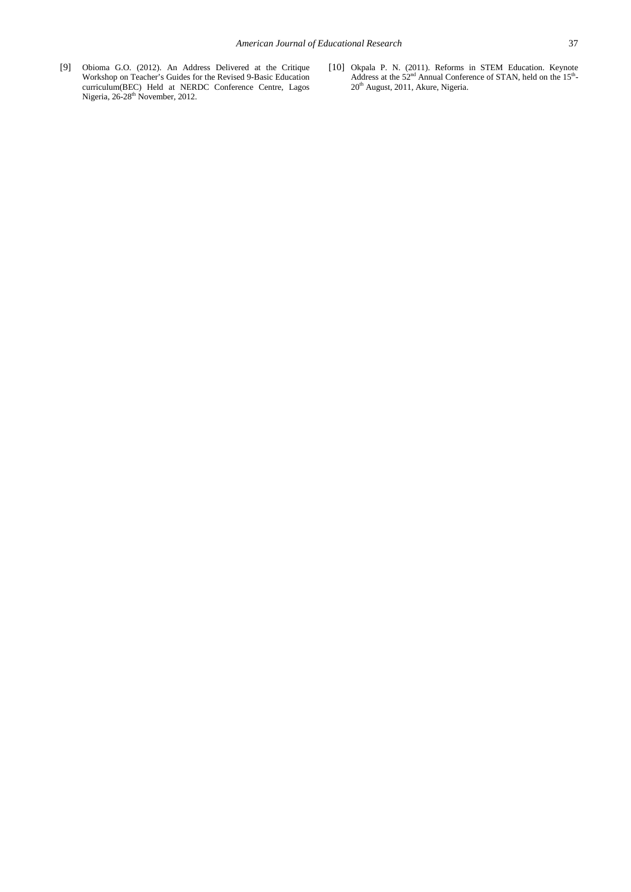[9] Obioma G.O. (2012). An Address Delivered at the Critique Workshop on Teacher's Guides for the Revised 9-Basic Education curriculum(BEC) Held at NERDC Conference Centre, Lagos Nigeria, 26-28th November, 2012.

[10] Okpala P. N. (2011). Reforms in STEM Education. Keynote Address at the 52nd Annual Conference of STAN, held on the 15th-20th August, 2011, Akure, Nigeria.